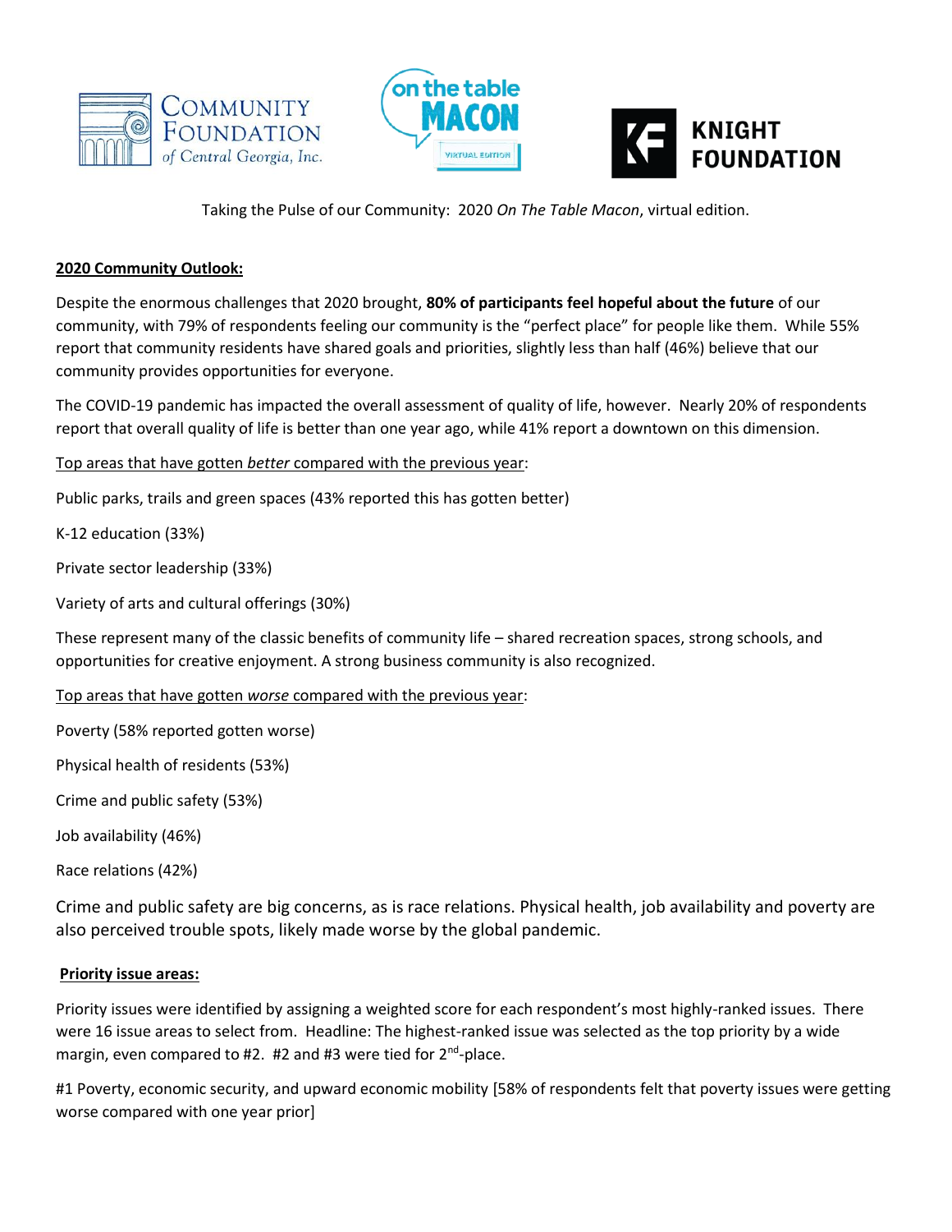Taking the Pulse of our Community: 2020 *On The Table Macon*, virtual edition.

## 2020 Community Outlook:

Despite the enormous challenges that 2020 brought, **80% of participants feel hopeful about the future** of our community, with 79% of respondents feeling our community is the "perfect place" for people like them. While 55% report that community residents have shared goals and priorities, slightly less than half (46%) believe that our community provides opportunities for everyone.

The COVID-19 pandemic has impacted the overall assessment of quality of life, however. Nearly 20% of respondents report that overall quality of life is better than one year ago, while 41% report a downtown on this dimension.

Top areas that have gotten *better* compared with the previous year:

Public parks, trails and green spaces (43% reported this has gotten better)

K-12 education (33%)

Private sector leadership (33%)

Variety of arts and cultural offerings (30%)

These represent many of the classic benefits of community life – shared recreation spaces, strong schools, and opportunities for creative enjoyment. A strong business community is also recognized.

Top areas that have gotten *worse* compared with the previous year:

Poverty (58% reported gotten worse)

Physical health of residents (53%)

Crime and public safety (53%)

Job availability (46%)

Race relations (42%)

Crime and public safety are big concerns, as is race relations. Physical health, job availability and poverty are also perceived trouble spots, likely made worse by the global pandemic.

## Priority issue areas:

Priority issues were identified by assigning a weighted score for each respondent's most highly-ranked issues. There were 16 issue areas to select from. Headline: The highest-ranked issue was selected as the top priority by a wide margin, even compared to #2. #2 and #3 were tied for 2nd-place.

#1 Poverty, economic security, and upward economic mobility [58% of respondents felt that poverty issues were getting worse compared with one year prior]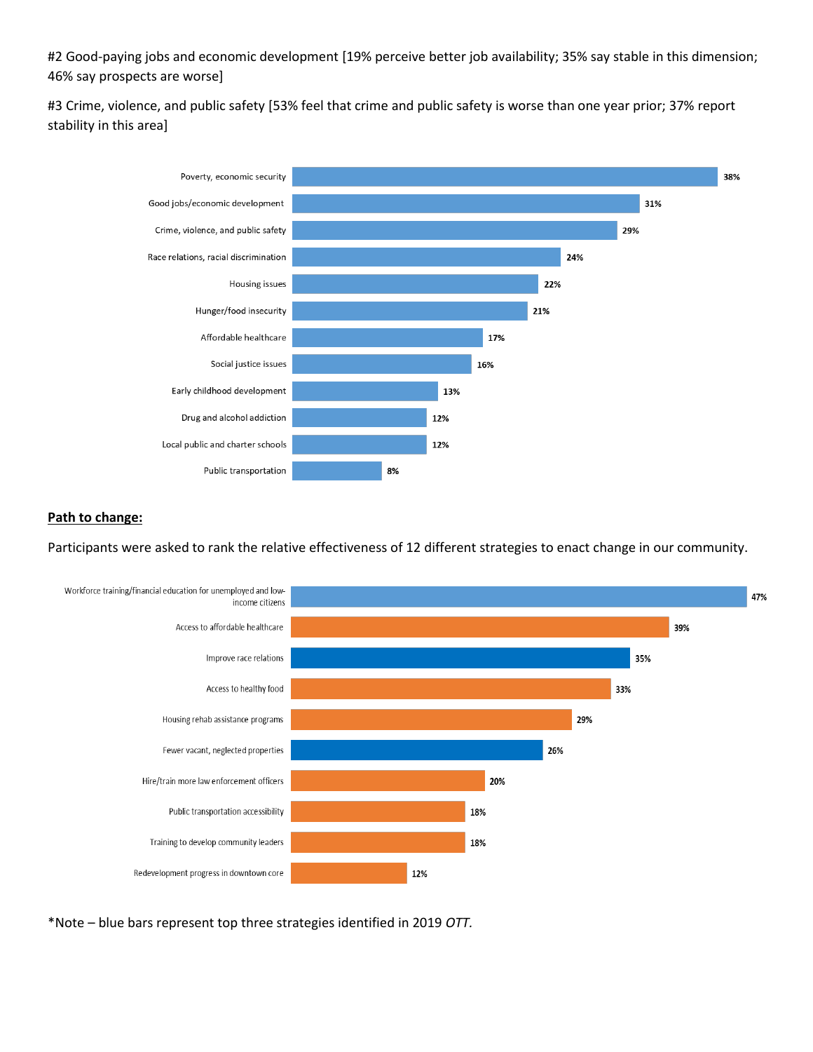#2 Good-paying jobs and economic development [19% perceive better job availability; 35% say stable in this dimension; 46% say prospects are worse]

#3 Crime, violence, and public safety [53% feel that crime and public safety is worse than one year prior; 37% report stability in this area]

| Issue | Percentage |
|---|---|
| Poverty, economic security | 38% |
| Good jobs/economic development | 31% |
| Crime, violence, and public safety | 29% |
| Race relations, racial discrimination | 24% |
| Housing issues | 22% |
| Hunger/food insecurity | 21% |
| Affordable healthcare | 17% |
| Social justice issues | 16% |
| Early childhood development | 13% |
| Drug and alcohol addiction | 12% |
| Local public and charter schools | 12% |
| Public transportation | 8% |

**Path to change:**

Participants were asked to rank the relative effectiveness of 12 different strategies to enact change in our community.

| Strategy | Percentage |
|---|---|
| Workforce training/financial education for unemployed and low-income citizens | 47% |
| Access to affordable healthcare | 39% |
| Improve race relations | 35% |
| Access to healthy food | 33% |
| Housing rehab assistance programs | 29% |
| Fewer vacant, neglected properties | 26% |
| Hire/train more law enforcement officers | 20% |
| Public transportation accessibility | 18% |
| Training to develop community leaders | 18% |
| Redevelopment progress in downtown core | 12% |

*Note – blue bars represent top three strategies identified in 2019 *OTT.*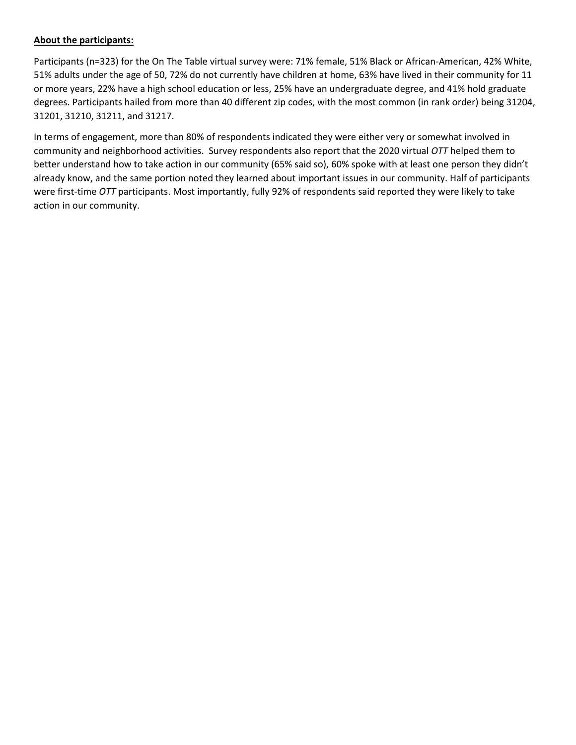**About the participants:**

Participants (n=323) for the On The Table virtual survey were: 71% female, 51% Black or African-American, 42% White, 51% adults under the age of 50, 72% do not currently have children at home, 63% have lived in their community for 11 or more years, 22% have a high school education or less, 25% have an undergraduate degree, and 41% hold graduate degrees. Participants hailed from more than 40 different zip codes, with the most common (in rank order) being 31204, 31201, 31210, 31211, and 31217.

In terms of engagement, more than 80% of respondents indicated they were either very or somewhat involved in community and neighborhood activities. Survey respondents also report that the 2020 virtual *OTT* helped them to better understand how to take action in our community (65% said so), 60% spoke with at least one person they didn't already know, and the same portion noted they learned about important issues in our community. Half of participants were first-time *OTT* participants. Most importantly, fully 92% of respondents said reported they were likely to take action in our community.